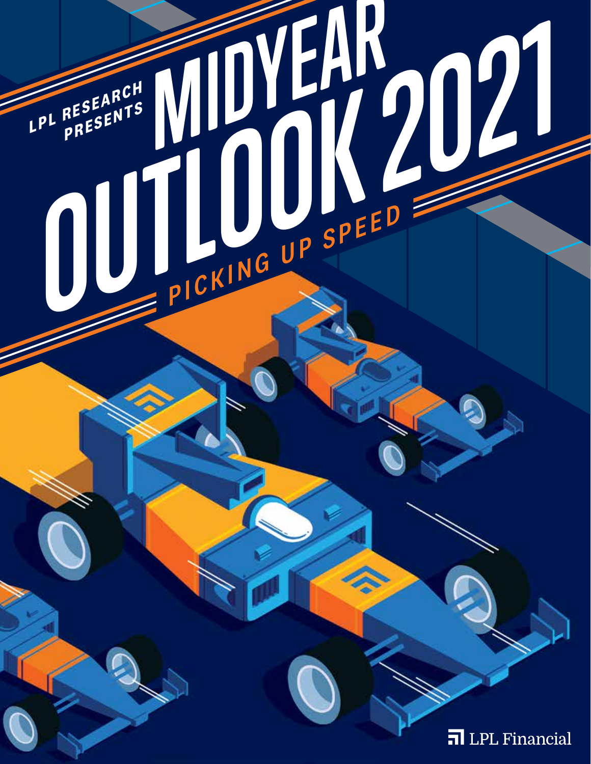LPL RESEARCH PRESENTS

# MIDYEAR OUTLOOK 2021

## PICKING UP SPEED

LPL Financial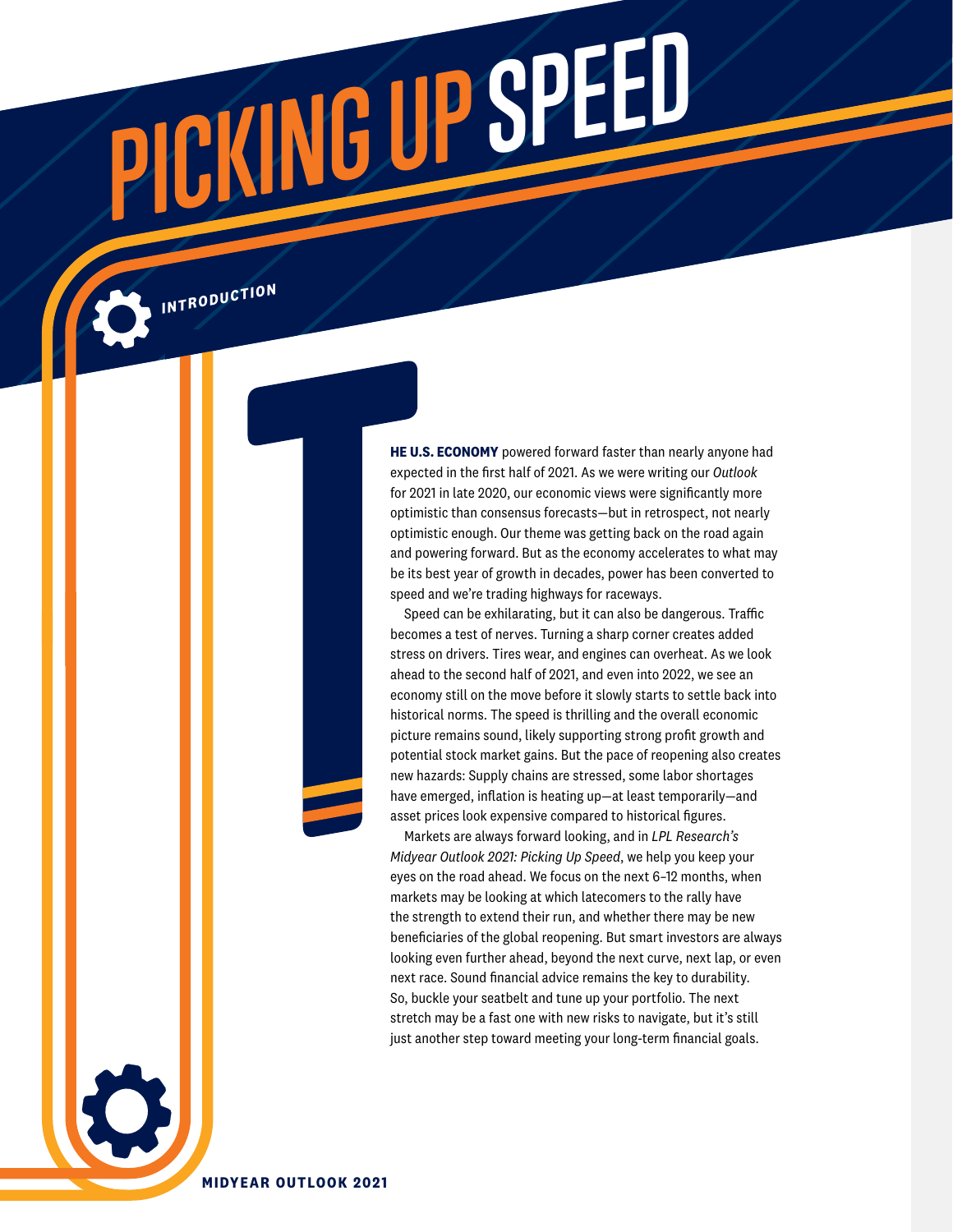# PICKING UP SPEED

## INTRODUCTION

**THE U.S. ECONOMY** powered forward faster than nearly anyone had expected in the first half of 2021. As we were writing our *Outlook* for 2021 in late 2020, our economic views were significantly more optimistic than consensus forecasts—but in retrospect, not nearly optimistic enough. Our theme was getting back on the road again and powering forward. But as the economy accelerates to what may be its best year of growth in decades, power has been converted to speed and we're trading highways for raceways.

Speed can be exhilarating, but it can also be dangerous. Traffic becomes a test of nerves. Turning a sharp corner creates added stress on drivers. Tires wear, and engines can overheat. As we look ahead to the second half of 2021, and even into 2022, we see an economy still on the move before it slowly starts to settle back into historical norms. The speed is thrilling and the overall economic picture remains sound, likely supporting strong profit growth and potential stock market gains. But the pace of reopening also creates new hazards: Supply chains are stressed, some labor shortages have emerged, inflation is heating up—at least temporarily—and asset prices look expensive compared to historical figures.

Markets are always forward looking, and in *LPL Research's Midyear Outlook 2021: Picking Up Speed*, we help you keep your eyes on the road ahead. We focus on the next 6–12 months, when markets may be looking at which latecomers to the rally have the strength to extend their run, and whether there may be new beneficiaries of the global reopening. But smart investors are always looking even further ahead, beyond the next curve, next lap, or even next race. Sound financial advice remains the key to durability. So, buckle your seatbelt and tune up your portfolio. The next stretch may be a fast one with new risks to navigate, but it's still just another step toward meeting your long-term financial goals.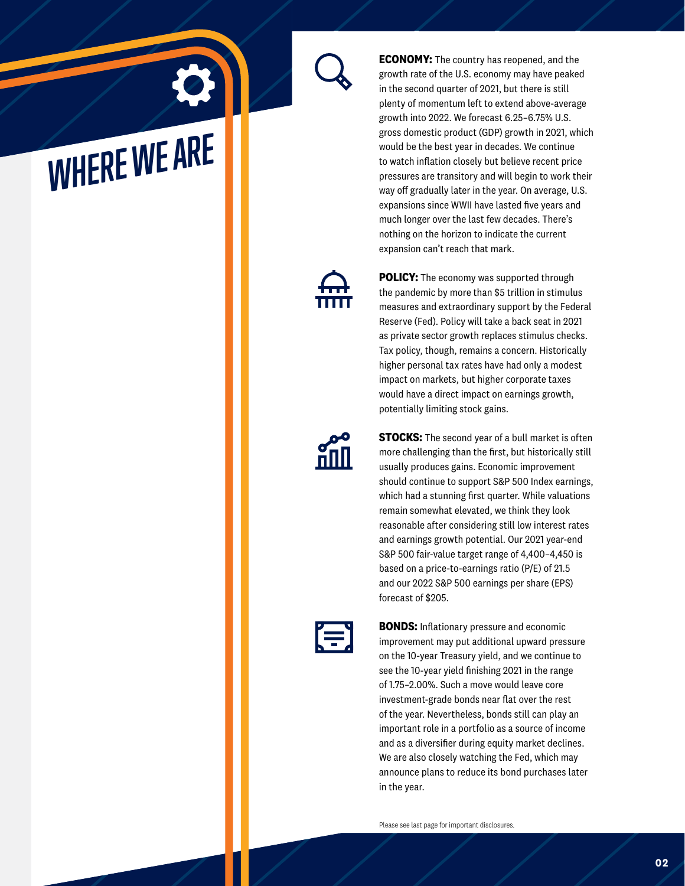# WHERE WE ARE

**ECONOMY:** The country has reopened, and the growth rate of the U.S. economy may have peaked in the second quarter of 2021, but there is still plenty of momentum left to extend above-average growth into 2022. We forecast 6.25–6.75% U.S. gross domestic product (GDP) growth in 2021, which would be the best year in decades. We continue to watch inflation closely but believe recent price pressures are transitory and will begin to work their way off gradually later in the year. On average, U.S. expansions since WWII have lasted five years and much longer over the last few decades. There's nothing on the horizon to indicate the current expansion can't reach that mark.

**POLICY:** The economy was supported through the pandemic by more than $5 trillion in stimulus measures and extraordinary support by the Federal Reserve (Fed). Policy will take a back seat in 2021 as private sector growth replaces stimulus checks. Tax policy, though, remains a concern. Historically higher personal tax rates have had only a modest impact on markets, but higher corporate taxes would have a direct impact on earnings growth, potentially limiting stock gains.

**STOCKS:** The second year of a bull market is often more challenging than the first, but historically still usually produces gains. Economic improvement should continue to support S&P 500 Index earnings, which had a stunning first quarter. While valuations remain somewhat elevated, we think they look reasonable after considering still low interest rates and earnings growth potential. Our 2021 year-end S&P 500 fair-value target range of 4,400–4,450 is based on a price-to-earnings ratio (P/E) of 21.5 and our 2022 S&P 500 earnings per share (EPS) forecast of $205.

**BONDS:** Inflationary pressure and economic improvement may put additional upward pressure on the 10-year Treasury yield, and we continue to see the 10-year yield finishing 2021 in the range of 1.75–2.00%. Such a move would leave core investment-grade bonds near flat over the rest of the year. Nevertheless, bonds still can play an important role in a portfolio as a source of income and as a diversifier during equity market declines. We are also closely watching the Fed, which may announce plans to reduce its bond purchases later in the year.

Please see last page for important disclosures.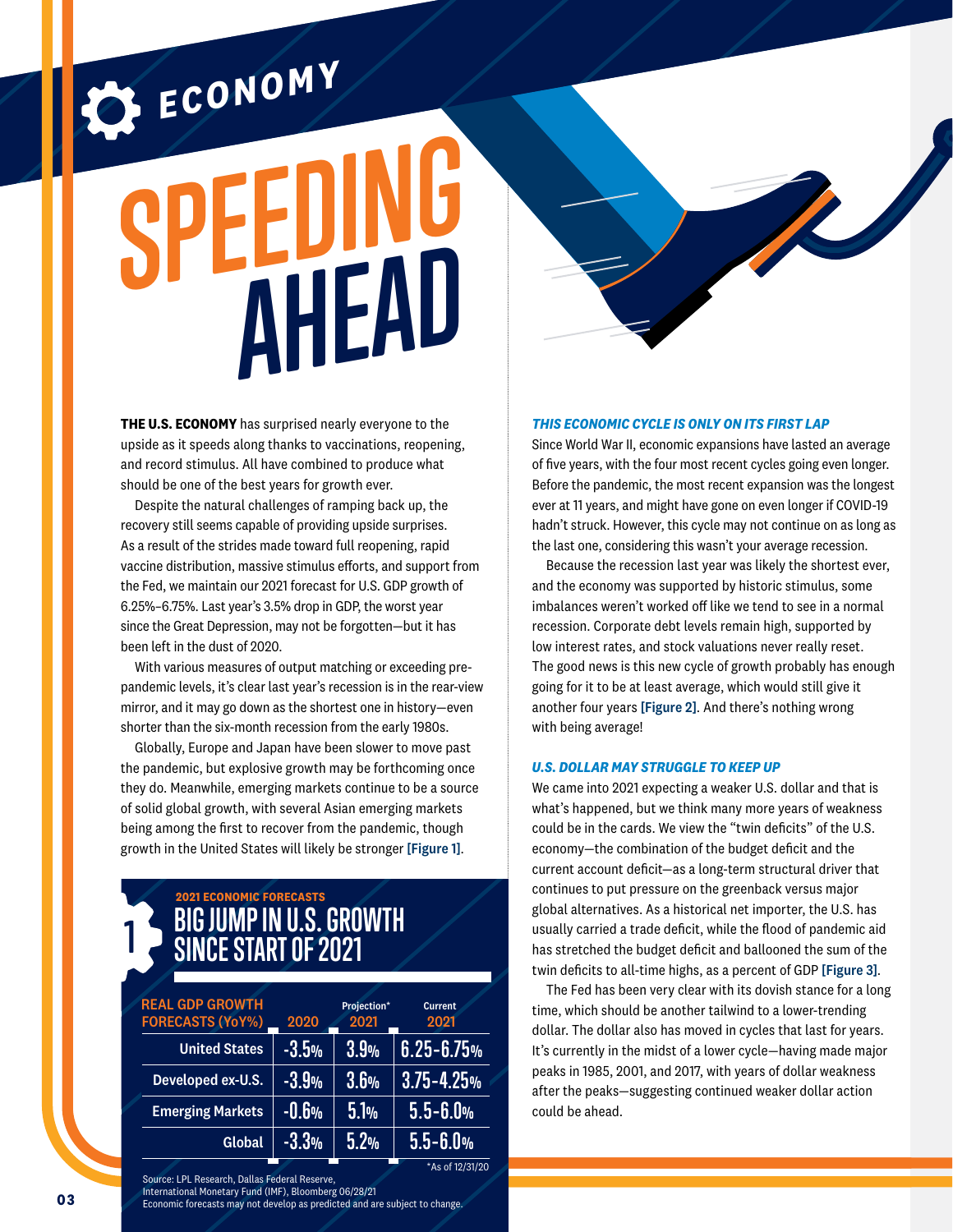# ECONOMY

# SPEEDING AHEAD

**THE U.S. ECONOMY** has surprised nearly everyone to the upside as it speeds along thanks to vaccinations, reopening, and record stimulus. All have combined to produce what should be one of the best years for growth ever.

Despite the natural challenges of ramping back up, the recovery still seems capable of providing upside surprises. As a result of the strides made toward full reopening, rapid vaccine distribution, massive stimulus efforts, and support from the Fed, we maintain our 2021 forecast for U.S. GDP growth of 6.25%–6.75%. Last year's 3.5% drop in GDP, the worst year since the Great Depression, may not be forgotten—but it has been left in the dust of 2020.

With various measures of output matching or exceeding pre-pandemic levels, it's clear last year's recession is in the rear-view mirror, and it may go down as the shortest one in history—even shorter than the six-month recession from the early 1980s.

Globally, Europe and Japan have been slower to move past the pandemic, but explosive growth may be forthcoming once they do. Meanwhile, emerging markets continue to be a source of solid global growth, with several Asian emerging markets being among the first to recover from the pandemic, though growth in the United States will likely be stronger [Figure 1].

## 1 2021 ECONOMIC FORECASTS
### BIG JUMP IN U.S. GROWTH SINCE START OF 2021

| REAL GDP GROWTH FORECASTS (YoY%) | 2020 | Projection* 2021 | Current 2021 |
|---|---|---|---|
| United States | -3.5% | 3.9% | 6.25-6.75% |
| Developed ex-U.S. | -3.9% | 3.6% | 3.75-4.25% |
| Emerging Markets | -0.6% | 5.1% | 5.5-6.0% |
| Global | -3.3% | 5.2% | 5.5-6.0% |

*As of 12/31/20

Source: LPL Research, Dallas Federal Reserve, International Monetary Fund (IMF), Bloomberg 06/28/21
Economic forecasts may not develop as predicted and are subject to change.

### *THIS ECONOMIC CYCLE IS ONLY ON ITS FIRST LAP*

Since World War II, economic expansions have lasted an average of five years, with the four most recent cycles going even longer. Before the pandemic, the most recent expansion was the longest ever at 11 years, and might have gone on even longer if COVID-19 hadn't struck. However, this cycle may not continue on as long as the last one, considering this wasn't your average recession.

Because the recession last year was likely the shortest ever, and the economy was supported by historic stimulus, some imbalances weren't worked off like we tend to see in a normal recession. Corporate debt levels remain high, supported by low interest rates, and stock valuations never really reset. The good news is this new cycle of growth probably has enough going for it to be at least average, which would still give it another four years [Figure 2]. And there's nothing wrong with being average!

### *U.S. DOLLAR MAY STRUGGLE TO KEEP UP*

We came into 2021 expecting a weaker U.S. dollar and that is what's happened, but we think many more years of weakness could be in the cards. We view the "twin deficits" of the U.S. economy—the combination of the budget deficit and the current account deficit—as a long-term structural driver that continues to put pressure on the greenback versus major global alternatives. As a historical net importer, the U.S. has usually carried a trade deficit, while the flood of pandemic aid has stretched the budget deficit and ballooned the sum of the twin deficits to all-time highs, as a percent of GDP [Figure 3].

The Fed has been very clear with its dovish stance for a long time, which should be another tailwind to a lower-trending dollar. The dollar also has moved in cycles that last for years. It's currently in the midst of a lower cycle—having made major peaks in 1985, 2001, and 2017, with years of dollar weakness after the peaks—suggesting continued weaker dollar action could be ahead.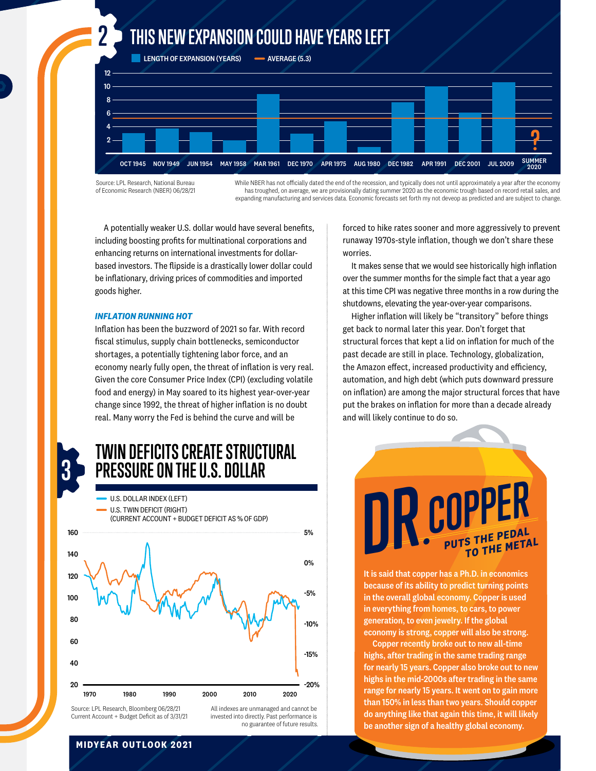## 2 THIS NEW EXPANSION COULD HAVE YEARS LEFT

LENGTH OF EXPANSION (YEARS) — AVERAGE (5.3)

OCT 1945 · NOV 1949 · JUN 1954 · MAY 1958 · MAR 1961 · DEC 1970 · APR 1975 · AUG 1980 · DEC 1982 · APR 1991 · DEC 2001 · JUL 2009 · SUMMER 2020 ?

Source: LPL Research, National Bureau of Economic Research (NBER) 06/28/21

While NBER has not officially dated the end of the recession, and typically does not until approximately a year after the economy has troughed, on average, we are provisionally dating summer 2020 as the economic trough based on record retail sales, and expanding manufacturing and services data. Economic forecasts set forth my not deveop as predicted and are subject to change.

A potentially weaker U.S. dollar would have several benefits, including boosting profits for multinational corporations and enhancing returns on international investments for dollar-based investors. The flipside is a drastically lower dollar could be inflationary, driving prices of commodities and imported goods higher.

### *INFLATION RUNNING HOT*

Inflation has been the buzzword of 2021 so far. With record fiscal stimulus, supply chain bottlenecks, semiconductor shortages, a potentially tightening labor force, and an economy nearly fully open, the threat of inflation is very real. Given the core Consumer Price Index (CPI) (excluding volatile food and energy) in May soared to its highest year-over-year change since 1992, the threat of higher inflation is no doubt real. Many worry the Fed is behind the curve and will be forced to hike rates sooner and more aggressively to prevent runaway 1970s-style inflation, though we don't share these worries.

It makes sense that we would see historically high inflation over the summer months for the simple fact that a year ago at this time CPI was negative three months in a row during the shutdowns, elevating the year-over-year comparisons.

Higher inflation will likely be "transitory" before things get back to normal later this year. Don't forget that structural forces that kept a lid on inflation for much of the past decade are still in place. Technology, globalization, the Amazon effect, increased productivity and efficiency, automation, and high debt (which puts downward pressure on inflation) are among the major structural forces that have put the brakes on inflation for more than a decade already and will likely continue to do so.

## 3 TWIN DEFICITS CREATE STRUCTURAL PRESSURE ON THE U.S. DOLLAR

U.S. DOLLAR INDEX (LEFT)

U.S. TWIN DEFICIT (RIGHT) (CURRENT ACCOUNT + BUDGET DEFICIT AS % OF GDP)

Source: LPL Research, Bloomberg 06/28/21
Current Account + Budget Deficit as of 3/31/21

All indexes are unmanaged and cannot be invested into directly. Past performance is no guarantee of future results.

## DR. COPPER PUTS THE PEDAL TO THE METAL

**It is said that copper has a Ph.D. in economics because of its ability to predict turning points in the overall global economy. Copper is used in everything from homes, to cars, to power generation, to even jewelry. If the global economy is strong, copper will also be strong.**

**Copper recently broke out to new all-time highs, after trading in the same trading range for nearly 15 years. Copper also broke out to new highs in the mid-2000s after trading in the same range for nearly 15 years. It went on to gain more than 150% in less than two years. Should copper do anything like that again this time, it will likely be another sign of a healthy global economy.**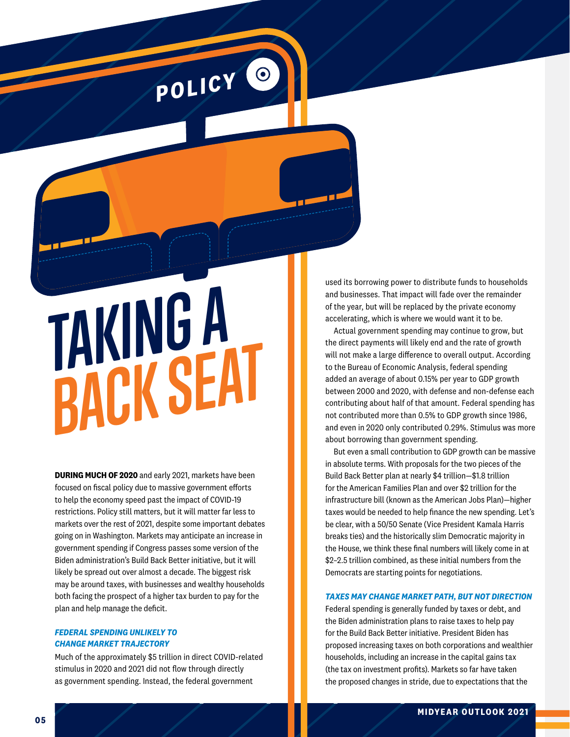POLICY

# TAKING A BACK SEAT

**DURING MUCH OF 2020** and early 2021, markets have been focused on fiscal policy due to massive government efforts to help the economy speed past the impact of COVID-19 restrictions. Policy still matters, but it will matter far less to markets over the rest of 2021, despite some important debates going on in Washington. Markets may anticipate an increase in government spending if Congress passes some version of the Biden administration's Build Back Better initiative, but it will likely be spread out over almost a decade. The biggest risk may be around taxes, with businesses and wealthy households both facing the prospect of a higher tax burden to pay for the plan and help manage the deficit.

### *FEDERAL SPENDING UNLIKELY TO CHANGE MARKET TRAJECTORY*

Much of the approximately $5 trillion in direct COVID-related stimulus in 2020 and 2021 did not flow through directly as government spending. Instead, the federal government used its borrowing power to distribute funds to households and businesses. That impact will fade over the remainder of the year, but will be replaced by the private economy accelerating, which is where we would want it to be.

Actual government spending may continue to grow, but the direct payments will likely end and the rate of growth will not make a large difference to overall output. According to the Bureau of Economic Analysis, federal spending added an average of about 0.15% per year to GDP growth between 2000 and 2020, with defense and non-defense each contributing about half of that amount. Federal spending has not contributed more than 0.5% to GDP growth since 1986, and even in 2020 only contributed 0.29%. Stimulus was more about borrowing than government spending.

But even a small contribution to GDP growth can be massive in absolute terms. With proposals for the two pieces of the Build Back Better plan at nearly $4 trillion—$1.8 trillion for the American Families Plan and over $2 trillion for the infrastructure bill (known as the American Jobs Plan)—higher taxes would be needed to help finance the new spending. Let's be clear, with a 50/50 Senate (Vice President Kamala Harris breaks ties) and the historically slim Democratic majority in the House, we think these final numbers will likely come in at $2–2.5 trillion combined, as these initial numbers from the Democrats are starting points for negotiations.

### *TAXES MAY CHANGE MARKET PATH, BUT NOT DIRECTION*

Federal spending is generally funded by taxes or debt, and the Biden administration plans to raise taxes to help pay for the Build Back Better initiative. President Biden has proposed increasing taxes on both corporations and wealthier households, including an increase in the capital gains tax (the tax on investment profits). Markets so far have taken the proposed changes in stride, due to expectations that the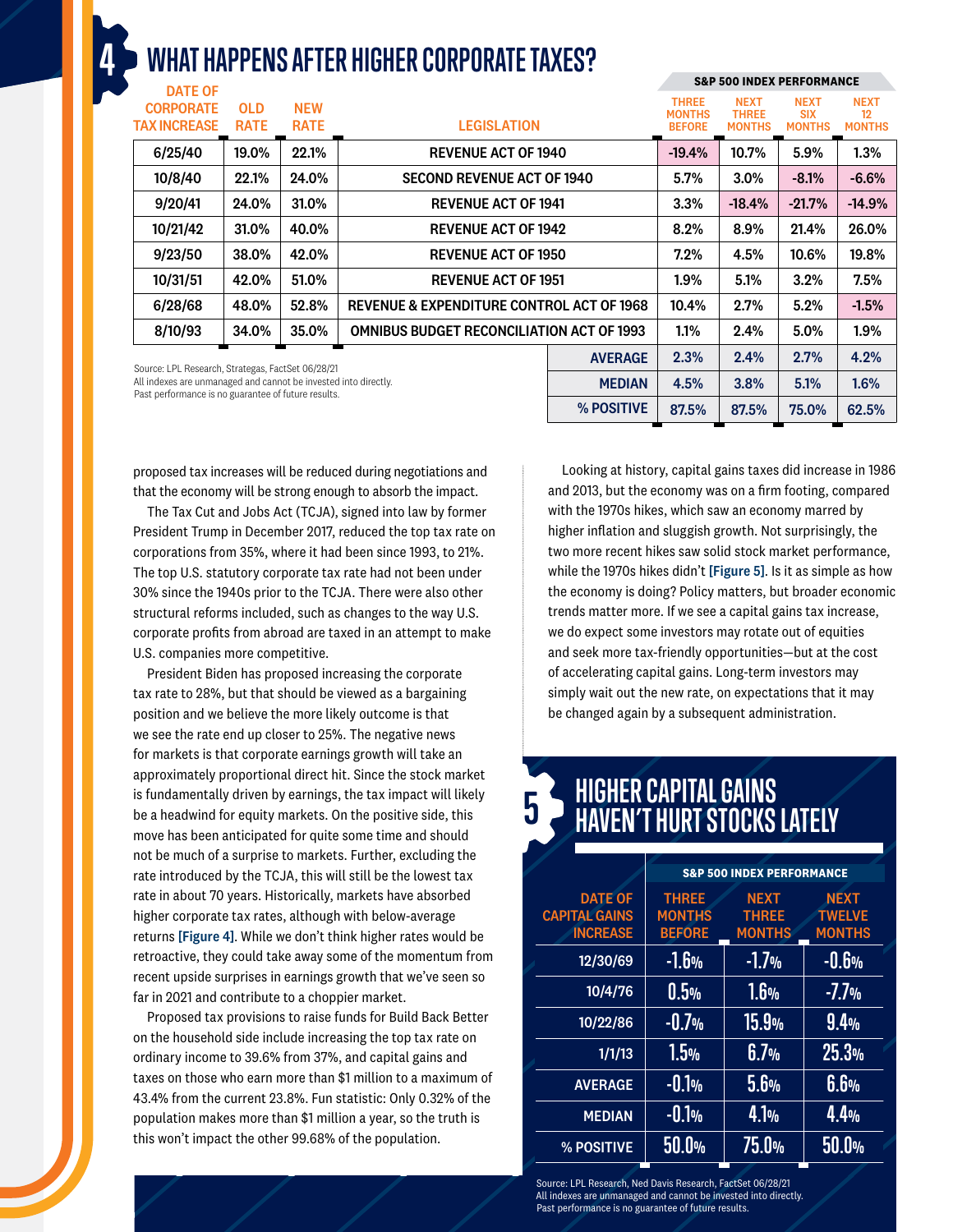## 4 WHAT HAPPENS AFTER HIGHER CORPORATE TAXES?

| DATE OF CORPORATE TAX INCREASE | OLD RATE | NEW RATE | LEGISLATION | S&P 500 INDEX PERFORMANCE: THREE MONTHS BEFORE | NEXT THREE MONTHS | NEXT SIX MONTHS | NEXT 12 MONTHS |
|---|---|---|---|---|---|---|---|
| 6/25/40 | 19.0% | 22.1% | REVENUE ACT OF 1940 | -19.4% | 10.7% | 5.9% | 1.3% |
| 10/8/40 | 22.1% | 24.0% | SECOND REVENUE ACT OF 1940 | 5.7% | 3.0% | -8.1% | -6.6% |
| 9/20/41 | 24.0% | 31.0% | REVENUE ACT OF 1941 | 3.3% | -18.4% | -21.7% | -14.9% |
| 10/21/42 | 31.0% | 40.0% | REVENUE ACT OF 1942 | 8.2% | 8.9% | 21.4% | 26.0% |
| 9/23/50 | 38.0% | 42.0% | REVENUE ACT OF 1950 | 7.2% | 4.5% | 10.6% | 19.8% |
| 10/31/51 | 42.0% | 51.0% | REVENUE ACT OF 1951 | 1.9% | 5.1% | 3.2% | 7.5% |
| 6/28/68 | 48.0% | 52.8% | REVENUE & EXPENDITURE CONTROL ACT OF 1968 | 10.4% | 2.7% | 5.2% | -1.5% |
| 8/10/93 | 34.0% | 35.0% | OMNIBUS BUDGET RECONCILIATION ACT OF 1993 | 1.1% | 2.4% | 5.0% | 1.9% |
| | | | AVERAGE | 2.3% | 2.4% | 2.7% | 4.2% |
| | | | MEDIAN | 4.5% | 3.8% | 5.1% | 1.6% |
| | | | % POSITIVE | 87.5% | 87.5% | 75.0% | 62.5% |

Source: LPL Research, Strategas, FactSet 06/28/21
All indexes are unmanaged and cannot be invested into directly.
Past performance is no guarantee of future results.

proposed tax increases will be reduced during negotiations and that the economy will be strong enough to absorb the impact.

The Tax Cut and Jobs Act (TCJA), signed into law by former President Trump in December 2017, reduced the top tax rate on corporations from 35%, where it had been since 1993, to 21%. The top U.S. statutory corporate tax rate had not been under 30% since the 1940s prior to the TCJA. There were also other structural reforms included, such as changes to the way U.S. corporate profits from abroad are taxed in an attempt to make U.S. companies more competitive.

President Biden has proposed increasing the corporate tax rate to 28%, but that should be viewed as a bargaining position and we believe the more likely outcome is that we see the rate end up closer to 25%. The negative news for markets is that corporate earnings growth will take an approximately proportional direct hit. Since the stock market is fundamentally driven by earnings, the tax impact will likely be a headwind for equity markets. On the positive side, this move has been anticipated for quite some time and should not be much of a surprise to markets. Further, excluding the rate introduced by the TCJA, this will still be the lowest tax rate in about 70 years. Historically, markets have absorbed higher corporate tax rates, although with below-average returns [Figure 4]. While we don't think higher rates would be retroactive, they could take away some of the momentum from recent upside surprises in earnings growth that we've seen so far in 2021 and contribute to a choppier market.

Proposed tax provisions to raise funds for Build Back Better on the household side include increasing the top tax rate on ordinary income to 39.6% from 37%, and capital gains and taxes on those who earn more than $1 million to a maximum of 43.4% from the current 23.8%. Fun statistic: Only 0.32% of the population makes more than $1 million a year, so the truth is this won't impact the other 99.68% of the population.

Looking at history, capital gains taxes did increase in 1986 and 2013, but the economy was on a firm footing, compared with the 1970s hikes, which saw an economy marred by higher inflation and sluggish growth. Not surprisingly, the two more recent hikes saw solid stock market performance, while the 1970s hikes didn't [Figure 5]. Is it as simple as how the economy is doing? Policy matters, but broader economic trends matter more. If we see a capital gains tax increase, we do expect some investors may rotate out of equities and seek more tax-friendly opportunities—but at the cost of accelerating capital gains. Long-term investors may simply wait out the new rate, on expectations that it may be changed again by a subsequent administration.

## 5 HIGHER CAPITAL GAINS HAVEN'T HURT STOCKS LATELY

| DATE OF CAPITAL GAINS INCREASE | S&P 500 INDEX PERFORMANCE: THREE MONTHS BEFORE | NEXT THREE MONTHS | NEXT TWELVE MONTHS |
|---|---|---|---|
| 12/30/69 | -1.6% | -1.7% | -0.6% |
| 10/4/76 | 0.5% | 1.6% | -7.7% |
| 10/22/86 | -0.7% | 15.9% | 9.4% |
| 1/1/13 | 1.5% | 6.7% | 25.3% |
| AVERAGE | -0.1% | 5.6% | 6.6% |
| MEDIAN | -0.1% | 4.1% | 4.4% |
| % POSITIVE | 50.0% | 75.0% | 50.0% |

Source: LPL Research, Ned Davis Research, FactSet 06/28/21
All indexes are unmanaged and cannot be invested into directly.
Past performance is no guarantee of future results.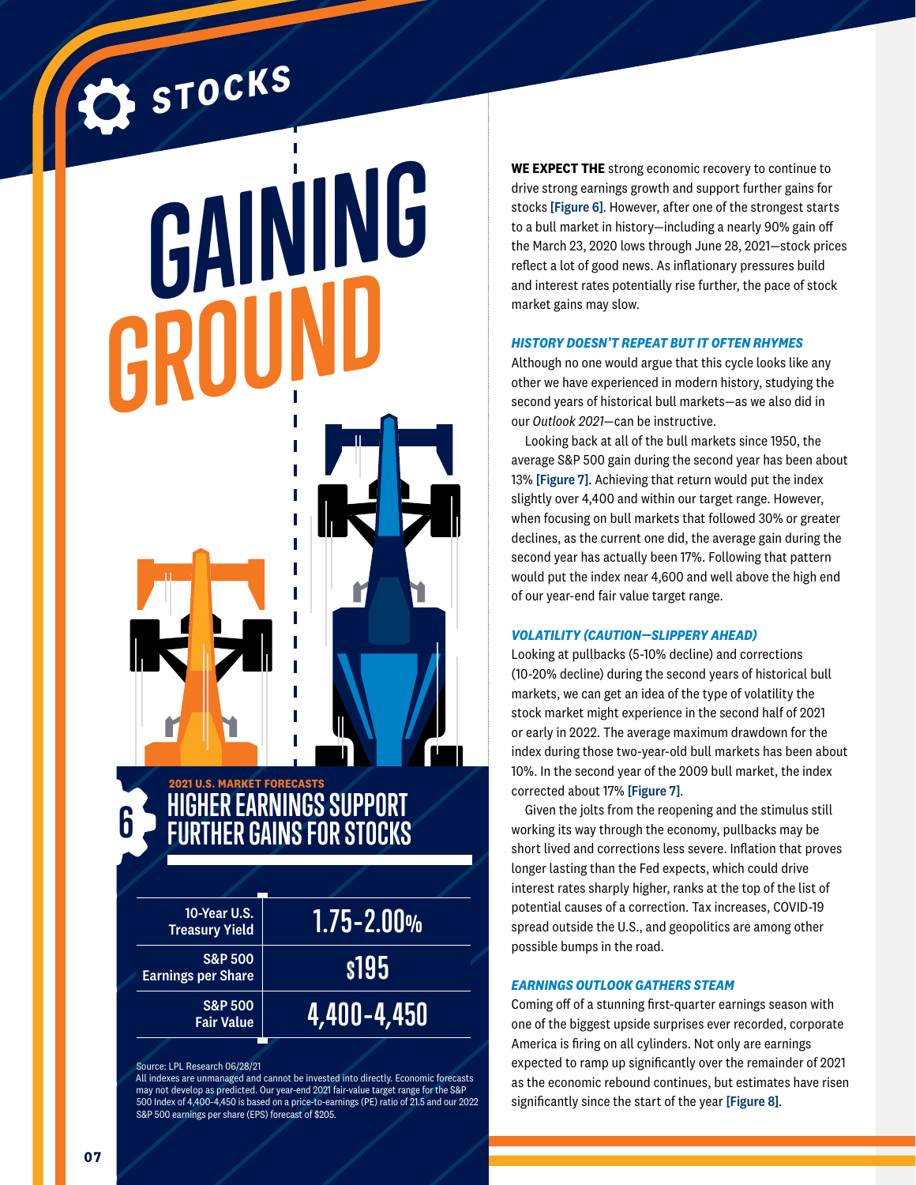# STOCKS

# GAINING GROUND

**6** 2021 U.S. MARKET FORECASTS

## HIGHER EARNINGS SUPPORT FURTHER GAINS FOR STOCKS

| | |
|---|---|
| 10-Year U.S. Treasury Yield | 1.75-2.00% |
| S&P 500 Earnings per Share | $195 |
| S&P 500 Fair Value | 4,400-4,450 |

Source: LPL Research 06/28/21
All indexes are unmanaged and cannot be invested into directly. Economic forecasts may not develop as predicted. Our year-end 2021 fair-value target range for the S&P 500 Index of 4,400-4,450 is based on a price-to-earnings (PE) ratio of 21.5 and our 2022 S&P 500 earnings per share (EPS) forecast of $205.

**WE EXPECT THE** strong economic recovery to continue to drive strong earnings growth and support further gains for stocks **[Figure 6]**. However, after one of the strongest starts to a bull market in history—including a nearly 90% gain off the March 23, 2020 lows through June 28, 2021—stock prices reflect a lot of good news. As inflationary pressures build and interest rates potentially rise further, the pace of stock market gains may slow.

### *HISTORY DOESN'T REPEAT BUT IT OFTEN RHYMES*

Although no one would argue that this cycle looks like any other we have experienced in modern history, studying the second years of historical bull markets—as we also did in our *Outlook 2021*—can be instructive.

Looking back at all of the bull markets since 1950, the average S&P 500 gain during the second year has been about 13% **[Figure 7]**. Achieving that return would put the index slightly over 4,400 and within our target range. However, when focusing on bull markets that followed 30% or greater declines, as the current one did, the average gain during the second year has actually been 17%. Following that pattern would put the index near 4,600 and well above the high end of our year-end fair value target range.

### *VOLATILITY (CAUTION—SLIPPERY AHEAD)*

Looking at pullbacks (5-10% decline) and corrections (10-20% decline) during the second years of historical bull markets, we can get an idea of the type of volatility the stock market might experience in the second half of 2021 or early in 2022. The average maximum drawdown for the index during those two-year-old bull markets has been about 10%. In the second year of the 2009 bull market, the index corrected about 17% **[Figure 7]**.

Given the jolts from the reopening and the stimulus still working its way through the economy, pullbacks may be short lived and corrections less severe. Inflation that proves longer lasting than the Fed expects, which could drive interest rates sharply higher, ranks at the top of the list of potential causes of a correction. Tax increases, COVID-19 spread outside the U.S., and geopolitics are among other possible bumps in the road.

### *EARNINGS OUTLOOK GATHERS STEAM*

Coming off of a stunning first-quarter earnings season with one of the biggest upside surprises ever recorded, corporate America is firing on all cylinders. Not only are earnings expected to ramp up significantly over the remainder of 2021 as the economic rebound continues, but estimates have risen significantly since the start of the year **[Figure 8]**.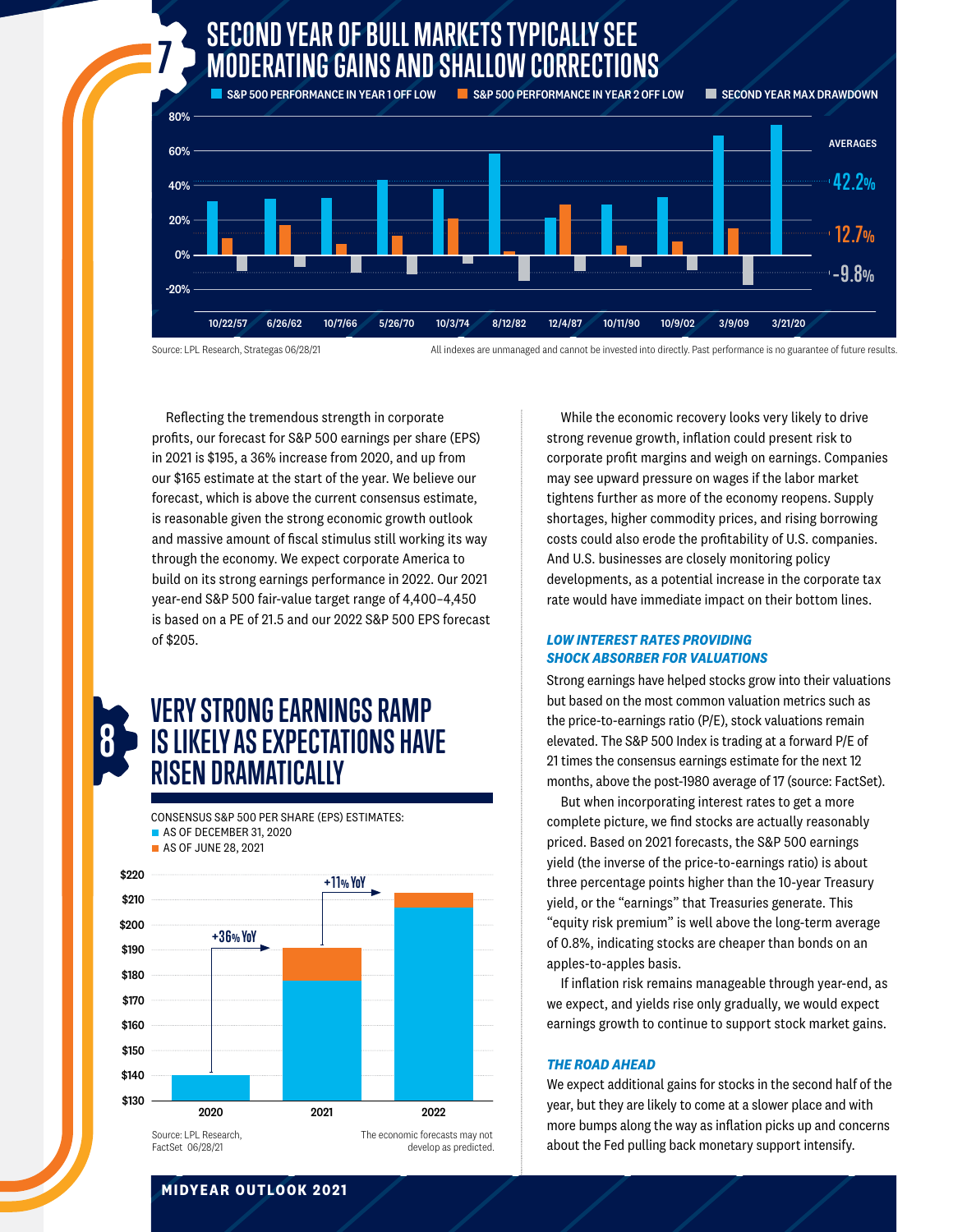## 7 SECOND YEAR OF BULL MARKETS TYPICALLY SEE MODERATING GAINS AND SHALLOW CORRECTIONS

S&P 500 PERFORMANCE IN YEAR 1 OFF LOW | S&P 500 PERFORMANCE IN YEAR 2 OFF LOW | SECOND YEAR MAX DRAWDOWN

AVERAGES: 42.2% | 12.7% | -9.8%

Source: LPL Research, Strategas 06/28/21

All indexes are unmanaged and cannot be invested into directly. Past performance is no guarantee of future results.

Reflecting the tremendous strength in corporate profits, our forecast for S&P 500 earnings per share (EPS) in 2021 is $195, a 36% increase from 2020, and up from our $165 estimate at the start of the year. We believe our forecast, which is above the current consensus estimate, is reasonable given the strong economic growth outlook and massive amount of fiscal stimulus still working its way through the economy. We expect corporate America to build on its strong earnings performance in 2022. Our 2021 year-end S&P 500 fair-value target range of 4,400–4,450 is based on a PE of 21.5 and our 2022 S&P 500 EPS forecast of $205.

## 8 VERY STRONG EARNINGS RAMP IS LIKELY AS EXPECTATIONS HAVE RISEN DRAMATICALLY

CONSENSUS S&P 500 PER SHARE (EPS) ESTIMATES:
- AS OF DECEMBER 31, 2020
- AS OF JUNE 28, 2021

+36% YoY | +11% YoY

Source: LPL Research, FactSet 06/28/21

The economic forecasts may not develop as predicted.

While the economic recovery looks very likely to drive strong revenue growth, inflation could present risk to corporate profit margins and weigh on earnings. Companies may see upward pressure on wages if the labor market tightens further as more of the economy reopens. Supply shortages, higher commodity prices, and rising borrowing costs could also erode the profitability of U.S. companies. And U.S. businesses are closely monitoring policy developments, as a potential increase in the corporate tax rate would have immediate impact on their bottom lines.

### *LOW INTEREST RATES PROVIDING SHOCK ABSORBER FOR VALUATIONS*

Strong earnings have helped stocks grow into their valuations but based on the most common valuation metrics such as the price-to-earnings ratio (P/E), stock valuations remain elevated. The S&P 500 Index is trading at a forward P/E of 21 times the consensus earnings estimate for the next 12 months, above the post-1980 average of 17 (source: FactSet).

But when incorporating interest rates to get a more complete picture, we find stocks are actually reasonably priced. Based on 2021 forecasts, the S&P 500 earnings yield (the inverse of the price-to-earnings ratio) is about three percentage points higher than the 10-year Treasury yield, or the "earnings" that Treasuries generate. This "equity risk premium" is well above the long-term average of 0.8%, indicating stocks are cheaper than bonds on an apples-to-apples basis.

If inflation risk remains manageable through year-end, as we expect, and yields rise only gradually, we would expect earnings growth to continue to support stock market gains.

### *THE ROAD AHEAD*

We expect additional gains for stocks in the second half of the year, but they are likely to come at a slower place and with more bumps along the way as inflation picks up and concerns about the Fed pulling back monetary support intensify.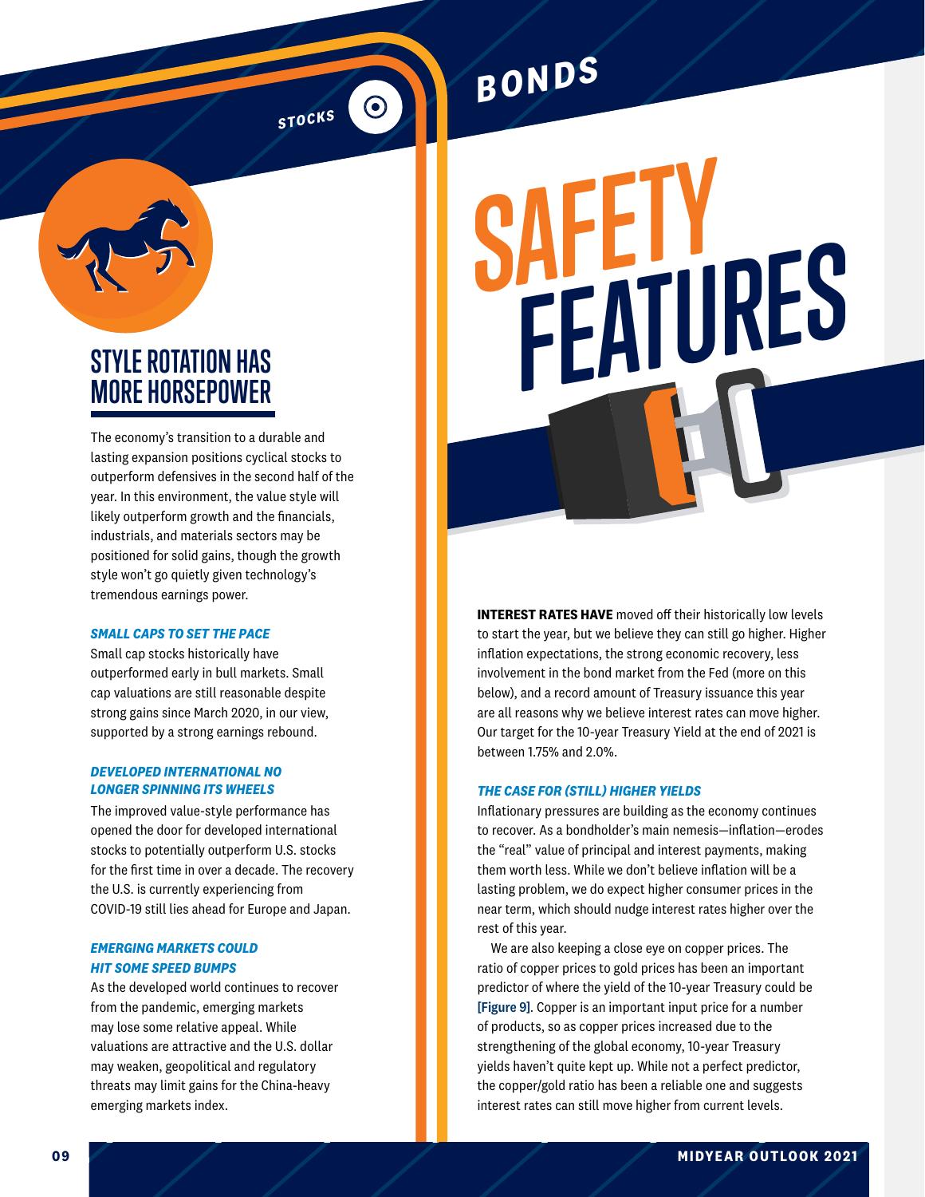## STOCKS

### STYLE ROTATION HAS MORE HORSEPOWER

The economy's transition to a durable and lasting expansion positions cyclical stocks to outperform defensives in the second half of the year. In this environment, the value style will likely outperform growth and the financials, industrials, and materials sectors may be positioned for solid gains, though the growth style won't go quietly given technology's tremendous earnings power.

#### *SMALL CAPS TO SET THE PACE*

Small cap stocks historically have outperformed early in bull markets. Small cap valuations are still reasonable despite strong gains since March 2020, in our view, supported by a strong earnings rebound.

#### *DEVELOPED INTERNATIONAL NO LONGER SPINNING ITS WHEELS*

The improved value-style performance has opened the door for developed international stocks to potentially outperform U.S. stocks for the first time in over a decade. The recovery the U.S. is currently experiencing from COVID-19 still lies ahead for Europe and Japan.

#### *EMERGING MARKETS COULD HIT SOME SPEED BUMPS*

As the developed world continues to recover from the pandemic, emerging markets may lose some relative appeal. While valuations are attractive and the U.S. dollar may weaken, geopolitical and regulatory threats may limit gains for the China-heavy emerging markets index.

## BONDS

### SAFETY FEATURES

**INTEREST RATES HAVE** moved off their historically low levels to start the year, but we believe they can still go higher. Higher inflation expectations, the strong economic recovery, less involvement in the bond market from the Fed (more on this below), and a record amount of Treasury issuance this year are all reasons why we believe interest rates can move higher. Our target for the 10-year Treasury Yield at the end of 2021 is between 1.75% and 2.0%.

#### *THE CASE FOR (STILL) HIGHER YIELDS*

Inflationary pressures are building as the economy continues to recover. As a bondholder's main nemesis—inflation—erodes the "real" value of principal and interest payments, making them worth less. While we don't believe inflation will be a lasting problem, we do expect higher consumer prices in the near term, which should nudge interest rates higher over the rest of this year.

We are also keeping a close eye on copper prices. The ratio of copper prices to gold prices has been an important predictor of where the yield of the 10-year Treasury could be [Figure 9]. Copper is an important input price for a number of products, so as copper prices increased due to the strengthening of the global economy, 10-year Treasury yields haven't quite kept up. While not a perfect predictor, the copper/gold ratio has been a reliable one and suggests interest rates can still move higher from current levels.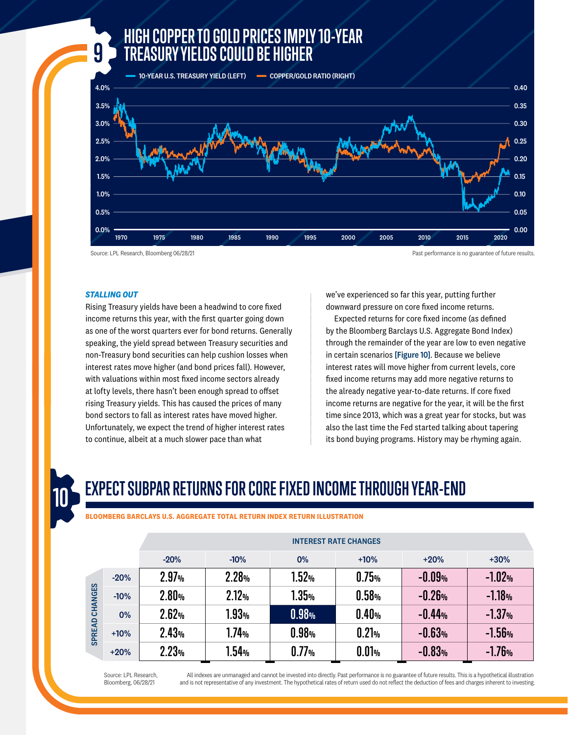## 9 HIGH COPPER TO GOLD PRICES IMPLY 10-YEAR TREASURY YIELDS COULD BE HIGHER

10-YEAR U.S. TREASURY YIELD (LEFT) — COPPER/GOLD RATIO (RIGHT)

Source: LPL Research, Bloomberg 06/28/21

Past performance is no guarantee of future results.

### *STALLING OUT*

Rising Treasury yields have been a headwind to core fixed income returns this year, with the first quarter going down as one of the worst quarters ever for bond returns. Generally speaking, the yield spread between Treasury securities and non-Treasury bond securities can help cushion losses when interest rates move higher (and bond prices fall). However, with valuations within most fixed income sectors already at lofty levels, there hasn't been enough spread to offset rising Treasury yields. This has caused the prices of many bond sectors to fall as interest rates have moved higher. Unfortunately, we expect the trend of higher interest rates to continue, albeit at a much slower pace than what we've experienced so far this year, putting further downward pressure on core fixed income returns.

Expected returns for core fixed income (as defined by the Bloomberg Barclays U.S. Aggregate Bond Index) through the remainder of the year are low to even negative in certain scenarios **[Figure 10]**. Because we believe interest rates will move higher from current levels, core fixed income returns may add more negative returns to the already negative year-to-date returns. If core fixed income returns are negative for the year, it will be the first time since 2013, which was a great year for stocks, but was also the last time the Fed started talking about tapering its bond buying programs. History may be rhyming again.

## 10 EXPECT SUBPAR RETURNS FOR CORE FIXED INCOME THROUGH YEAR-END

**BLOOMBERG BARCLAYS U.S. AGGREGATE TOTAL RETURN INDEX RETURN ILLUSTRATION**

| SPREAD CHANGES | INTEREST RATE CHANGES: -20% | -10% | 0% | +10% | +20% | +30% |
|---|---|---|---|---|---|---|
| -20% | 2.97% | 2.28% | 1.52% | 0.75% | -0.09% | -1.02% |
| -10% | 2.80% | 2.12% | 1.35% | 0.58% | -0.26% | -1.18% |
| 0% | 2.62% | 1.93% | 0.98% | 0.40% | -0.44% | -1.37% |
| +10% | 2.43% | 1.74% | 0.98% | 0.21% | -0.63% | -1.56% |
| +20% | 2.23% | 1.54% | 0.77% | 0.01% | -0.83% | -1.76% |

Source: LPL Research, Bloomberg, 06/28/21

All indexes are unmanaged and cannot be invested into directly. Past performance is no guarantee of future results. This is a hypothetical illustration and is not representative of any investment. The hypothetical rates of return used do not reflect the deduction of fees and charges inherent to investing.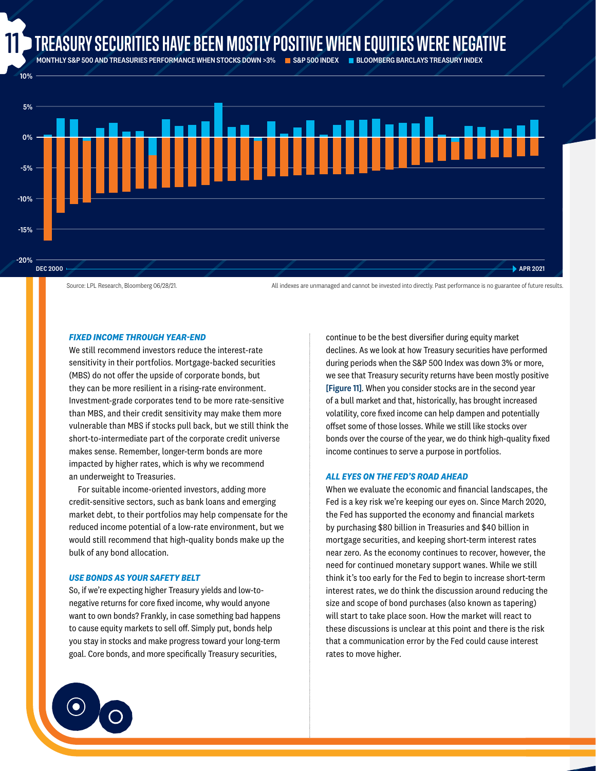## 11 TREASURY SECURITIES HAVE BEEN MOSTLY POSITIVE WHEN EQUITIES WERE NEGATIVE

MONTHLY S&P 500 AND TREASURIES PERFORMANCE WHEN STOCKS DOWN >3% — S&P 500 INDEX — BLOOMBERG BARCLAYS TREASURY INDEX

DEC 2000 → APR 2021

Source: LPL Research, Bloomberg 06/28/21.

All indexes are unmanaged and cannot be invested into directly. Past performance is no guarantee of future results.

### *FIXED INCOME THROUGH YEAR-END*

We still recommend investors reduce the interest-rate sensitivity in their portfolios. Mortgage-backed securities (MBS) do not offer the upside of corporate bonds, but they can be more resilient in a rising-rate environment. Investment-grade corporates tend to be more rate-sensitive than MBS, and their credit sensitivity may make them more vulnerable than MBS if stocks pull back, but we still think the short-to-intermediate part of the corporate credit universe makes sense. Remember, longer-term bonds are more impacted by higher rates, which is why we recommend an underweight to Treasuries.

For suitable income-oriented investors, adding more credit-sensitive sectors, such as bank loans and emerging market debt, to their portfolios may help compensate for the reduced income potential of a low-rate environment, but we would still recommend that high-quality bonds make up the bulk of any bond allocation.

### *USE BONDS AS YOUR SAFETY BELT*

So, if we're expecting higher Treasury yields and low-to-negative returns for core fixed income, why would anyone want to own bonds? Frankly, in case something bad happens to cause equity markets to sell off. Simply put, bonds help you stay in stocks and make progress toward your long-term goal. Core bonds, and more specifically Treasury securities, continue to be the best diversifier during equity market declines. As we look at how Treasury securities have performed during periods when the S&P 500 Index was down 3% or more, we see that Treasury security returns have been mostly positive **[Figure 11]**. When you consider stocks are in the second year of a bull market and that, historically, has brought increased volatility, core fixed income can help dampen and potentially offset some of those losses. While we still like stocks over bonds over the course of the year, we do think high-quality fixed income continues to serve a purpose in portfolios.

### *ALL EYES ON THE FED'S ROAD AHEAD*

When we evaluate the economic and financial landscapes, the Fed is a key risk we're keeping our eyes on. Since March 2020, the Fed has supported the economy and financial markets by purchasing $80 billion in Treasuries and $40 billion in mortgage securities, and keeping short-term interest rates near zero. As the economy continues to recover, however, the need for continued monetary support wanes. While we still think it's too early for the Fed to begin to increase short-term interest rates, we do think the discussion around reducing the size and scope of bond purchases (also known as tapering) will start to take place soon. How the market will react to these discussions is unclear at this point and there is the risk that a communication error by the Fed could cause interest rates to move higher.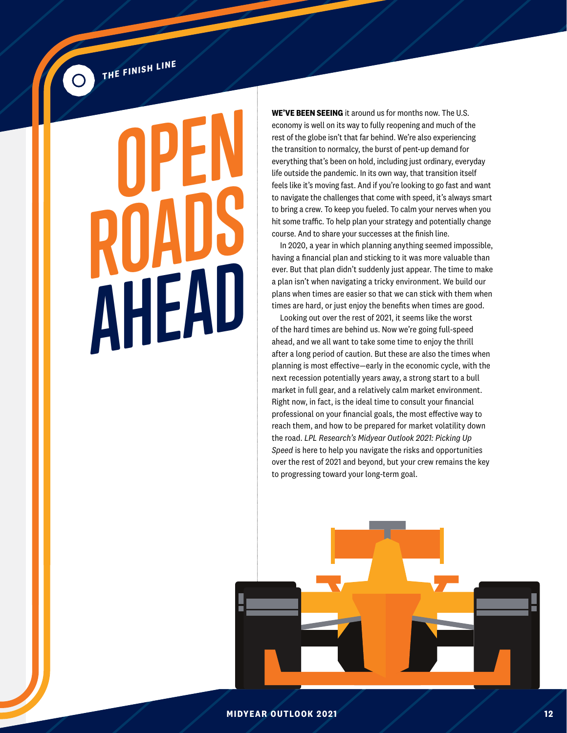THE FINISH LINE

# OPEN ROADS AHEAD

**WE'VE BEEN SEEING** it around us for months now. The U.S. economy is well on its way to fully reopening and much of the rest of the globe isn't that far behind. We're also experiencing the transition to normalcy, the burst of pent-up demand for everything that's been on hold, including just ordinary, everyday life outside the pandemic. In its own way, that transition itself feels like it's moving fast. And if you're looking to go fast and want to navigate the challenges that come with speed, it's always smart to bring a crew. To keep you fueled. To calm your nerves when you hit some traffic. To help plan your strategy and potentially change course. And to share your successes at the finish line.

In 2020, a year in which planning anything seemed impossible, having a financial plan and sticking to it was more valuable than ever. But that plan didn't suddenly just appear. The time to make a plan isn't when navigating a tricky environment. We build our plans when times are easier so that we can stick with them when times are hard, or just enjoy the benefits when times are good.

Looking out over the rest of 2021, it seems like the worst of the hard times are behind us. Now we're going full-speed ahead, and we all want to take some time to enjoy the thrill after a long period of caution. But these are also the times when planning is most effective—early in the economic cycle, with the next recession potentially years away, a strong start to a bull market in full gear, and a relatively calm market environment. Right now, in fact, is the ideal time to consult your financial professional on your financial goals, the most effective way to reach them, and how to be prepared for market volatility down the road. *LPL Research's Midyear Outlook 2021: Picking Up Speed* is here to help you navigate the risks and opportunities over the rest of 2021 and beyond, but your crew remains the key to progressing toward your long-term goal.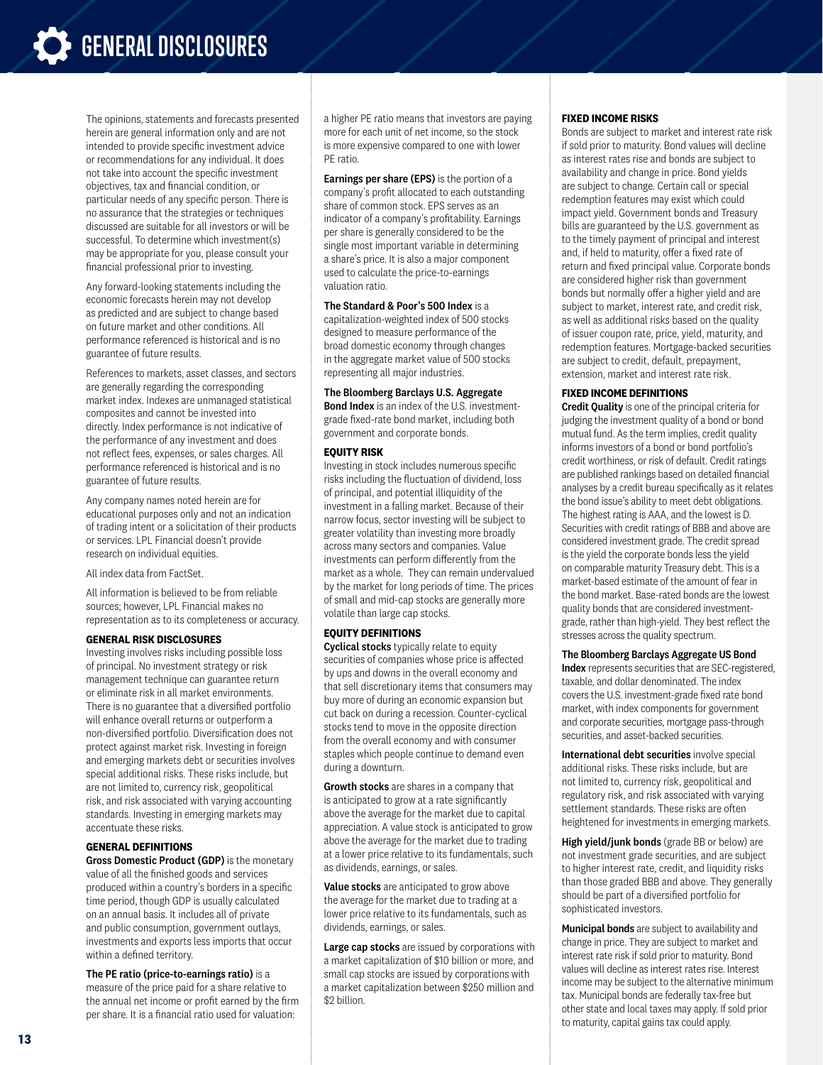# GENERAL DISCLOSURES

The opinions, statements and forecasts presented herein are general information only and are not intended to provide specific investment advice or recommendations for any individual. It does not take into account the specific investment objectives, tax and financial condition, or particular needs of any specific person. There is no assurance that the strategies or techniques discussed are suitable for all investors or will be successful. To determine which investment(s) may be appropriate for you, please consult your financial professional prior to investing.

Any forward-looking statements including the economic forecasts herein may not develop as predicted and are subject to change based on future market and other conditions. All performance referenced is historical and is no guarantee of future results.

References to markets, asset classes, and sectors are generally regarding the corresponding market index. Indexes are unmanaged statistical composites and cannot be invested into directly. Index performance is not indicative of the performance of any investment and does not reflect fees, expenses, or sales charges. All performance referenced is historical and is no guarantee of future results.

Any company names noted herein are for educational purposes only and not an indication of trading intent or a solicitation of their products or services. LPL Financial doesn't provide research on individual equities.

All index data from FactSet.

All information is believed to be from reliable sources; however, LPL Financial makes no representation as to its completeness or accuracy.

### GENERAL RISK DISCLOSURES

Investing involves risks including possible loss of principal. No investment strategy or risk management technique can guarantee return or eliminate risk in all market environments. There is no guarantee that a diversified portfolio will enhance overall returns or outperform a non-diversified portfolio. Diversification does not protect against market risk. Investing in foreign and emerging markets debt or securities involves special additional risks. These risks include, but are not limited to, currency risk, geopolitical risk, and risk associated with varying accounting standards. Investing in emerging markets may accentuate these risks.

### GENERAL DEFINITIONS

**Gross Domestic Product (GDP)** is the monetary value of all the finished goods and services produced within a country's borders in a specific time period, though GDP is usually calculated on an annual basis. It includes all of private and public consumption, government outlays, investments and exports less imports that occur within a defined territory.

**The PE ratio (price-to-earnings ratio)** is a measure of the price paid for a share relative to the annual net income or profit earned by the firm per share. It is a financial ratio used for valuation: a higher PE ratio means that investors are paying more for each unit of net income, so the stock is more expensive compared to one with lower PE ratio.

**Earnings per share (EPS)** is the portion of a company's profit allocated to each outstanding share of common stock. EPS serves as an indicator of a company's profitability. Earnings per share is generally considered to be the single most important variable in determining a share's price. It is also a major component used to calculate the price-to-earnings valuation ratio.

**The Standard & Poor's 500 Index** is a capitalization-weighted index of 500 stocks designed to measure performance of the broad domestic economy through changes in the aggregate market value of 500 stocks representing all major industries.

**The Bloomberg Barclays U.S. Aggregate Bond Index** is an index of the U.S. investment-grade fixed-rate bond market, including both government and corporate bonds.

### EQUITY RISK

Investing in stock includes numerous specific risks including the fluctuation of dividend, loss of principal, and potential illiquidity of the investment in a falling market. Because of their narrow focus, sector investing will be subject to greater volatility than investing more broadly across many sectors and companies. Value investments can perform differently from the market as a whole. They can remain undervalued by the market for long periods of time. The prices of small and mid-cap stocks are generally more volatile than large cap stocks.

### EQUITY DEFINITIONS

**Cyclical stocks** typically relate to equity securities of companies whose price is affected by ups and downs in the overall economy and that sell discretionary items that consumers may buy more of during an economic expansion but cut back on during a recession. Counter-cyclical stocks tend to move in the opposite direction from the overall economy and with consumer staples which people continue to demand even during a downturn.

**Growth stocks** are shares in a company that is anticipated to grow at a rate significantly above the average for the market due to capital appreciation. A value stock is anticipated to grow above the average for the market due to trading at a lower price relative to its fundamentals, such as dividends, earnings, or sales.

**Value stocks** are anticipated to grow above the average for the market due to trading at a lower price relative to its fundamentals, such as dividends, earnings, or sales.

**Large cap stocks** are issued by corporations with a market capitalization of $10 billion or more, and small cap stocks are issued by corporations with a market capitalization between $250 million and $2 billion.

### FIXED INCOME RISKS

Bonds are subject to market and interest rate risk if sold prior to maturity. Bond values will decline as interest rates rise and bonds are subject to availability and change in price. Bond yields are subject to change. Certain call or special redemption features may exist which could impact yield. Government bonds and Treasury bills are guaranteed by the U.S. government as to the timely payment of principal and interest and, if held to maturity, offer a fixed rate of return and fixed principal value. Corporate bonds are considered higher risk than government bonds but normally offer a higher yield and are subject to market, interest rate, and credit risk, as well as additional risks based on the quality of issuer coupon rate, price, yield, maturity, and redemption features. Mortgage-backed securities are subject to credit, default, prepayment, extension, market and interest rate risk.

### FIXED INCOME DEFINITIONS

**Credit Quality** is one of the principal criteria for judging the investment quality of a bond or bond mutual fund. As the term implies, credit quality informs investors of a bond or bond portfolio's credit worthiness, or risk of default. Credit ratings are published rankings based on detailed financial analyses by a credit bureau specifically as it relates the bond issue's ability to meet debt obligations. The highest rating is AAA, and the lowest is D. Securities with credit ratings of BBB and above are considered investment grade. The credit spread is the yield the corporate bonds less the yield on comparable maturity Treasury debt. This is a market-based estimate of the amount of fear in the bond market. Base-rated bonds are the lowest quality bonds that are considered investment-grade, rather than high-yield. They best reflect the stresses across the quality spectrum.

**The Bloomberg Barclays Aggregate US Bond Index** represents securities that are SEC-registered, taxable, and dollar denominated. The index covers the U.S. investment-grade fixed rate bond market, with index components for government and corporate securities, mortgage pass-through securities, and asset-backed securities.

**International debt securities** involve special additional risks. These risks include, but are not limited to, currency risk, geopolitical and regulatory risk, and risk associated with varying settlement standards. These risks are often heightened for investments in emerging markets.

**High yield/junk bonds** (grade BB or below) are not investment grade securities, and are subject to higher interest rate, credit, and liquidity risks than those graded BBB and above. They generally should be part of a diversified portfolio for sophisticated investors.

**Municipal bonds** are subject to availability and change in price. They are subject to market and interest rate risk if sold prior to maturity. Bond values will decline as interest rates rise. Interest income may be subject to the alternative minimum tax. Municipal bonds are federally tax-free but other state and local taxes may apply. If sold prior to maturity, capital gains tax could apply.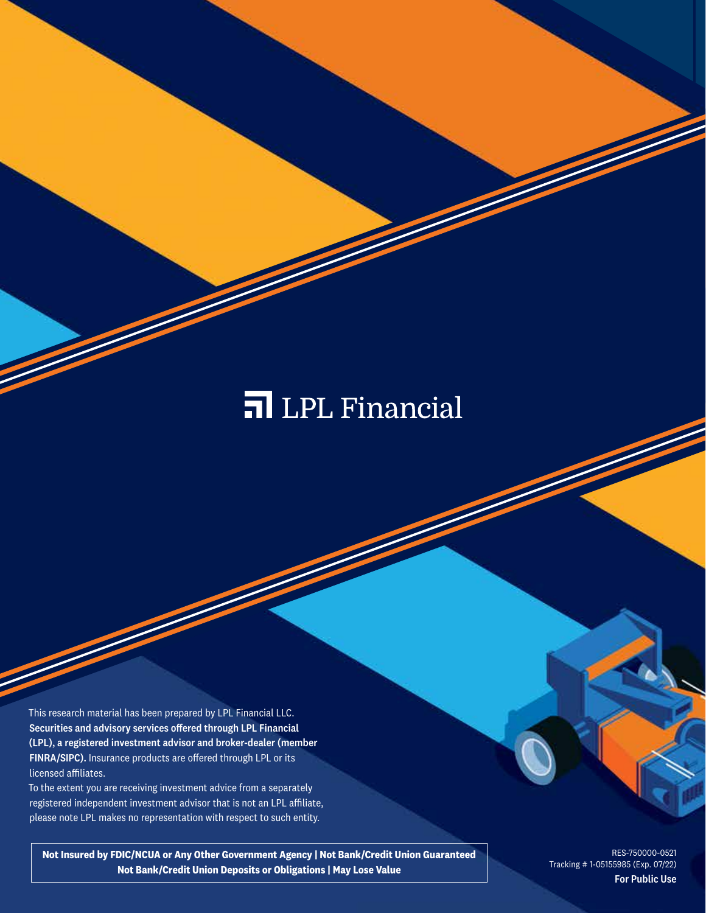LPL Financial

This research material has been prepared by LPL Financial LLC.
**Securities and advisory services offered through LPL Financial (LPL), a registered investment advisor and broker-dealer (member FINRA/SIPC).** Insurance products are offered through LPL or its licensed affiliates.
To the extent you are receiving investment advice from a separately registered independent investment advisor that is not an LPL affiliate, please note LPL makes no representation with respect to such entity.

**Not Insured by FDIC/NCUA or Any Other Government Agency | Not Bank/Credit Union Guaranteed**
**Not Bank/Credit Union Deposits or Obligations | May Lose Value**

RES-750000-0521
Tracking # 1-05155985 (Exp. 07/22)
**For Public Use**